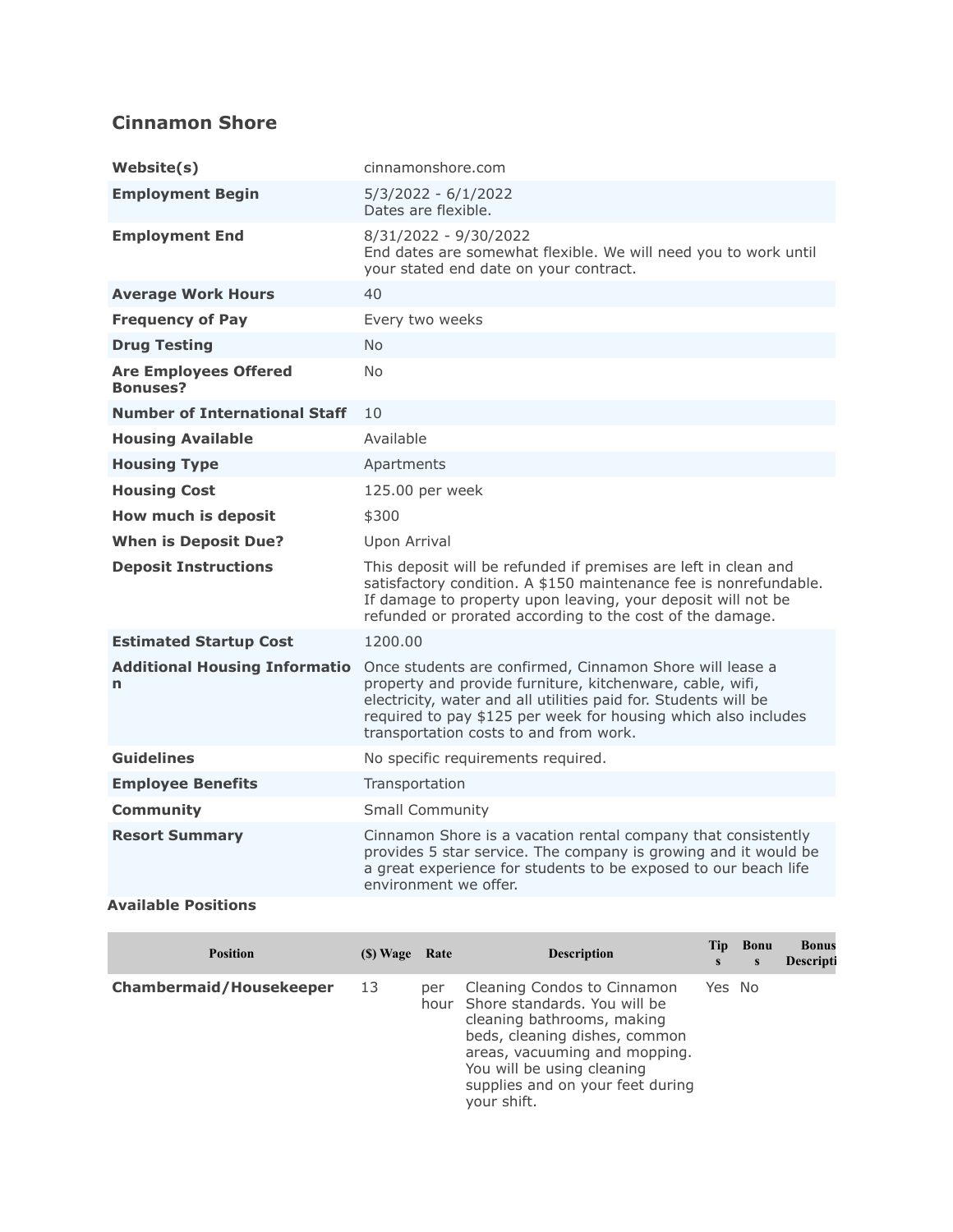## Cinnamon Shore

| | |
|---|---|
| **Website(s)** | cinnamonshore.com |
| **Employment Begin** | 5/3/2022 - 6/1/2022<br>Dates are flexible. |
| **Employment End** | 8/31/2022 - 9/30/2022<br>End dates are somewhat flexible. We will need you to work until your stated end date on your contract. |
| **Average Work Hours** | 40 |
| **Frequency of Pay** | Every two weeks |
| **Drug Testing** | No |
| **Are Employees Offered Bonuses?** | No |
| **Number of International Staff** | 10 |
| **Housing Available** | Available |
| **Housing Type** | Apartments |
| **Housing Cost** | 125.00 per week |
| **How much is deposit** | $300 |
| **When is Deposit Due?** | Upon Arrival |
| **Deposit Instructions** | This deposit will be refunded if premises are left in clean and satisfactory condition. A $150 maintenance fee is nonrefundable. If damage to property upon leaving, your deposit will not be refunded or prorated according to the cost of the damage. |
| **Estimated Startup Cost** | 1200.00 |
| **Additional Housing Information** | Once students are confirmed, Cinnamon Shore will lease a property and provide furniture, kitchenware, cable, wifi, electricity, water and all utilities paid for. Students will be required to pay $125 per week for housing which also includes transportation costs to and from work. |
| **Guidelines** | No specific requirements required. |
| **Employee Benefits** | Transportation |
| **Community** | Small Community |
| **Resort Summary** | Cinnamon Shore is a vacation rental company that consistently provides 5 star service. The company is growing and it would be a great experience for students to be exposed to our beach life environment we offer. |

**Available Positions**

| Position | ($) Wage | Rate | Description | Tips | Bonus | Bonus Description |
|---|---|---|---|---|---|---|
| **Chambermaid/Housekeeper** | 13 | per hour | Cleaning Condos to Cinnamon Shore standards. You will be cleaning bathrooms, making beds, cleaning dishes, common areas, vacuuming and mopping. You will be using cleaning supplies and on your feet during your shift. | Yes | No | |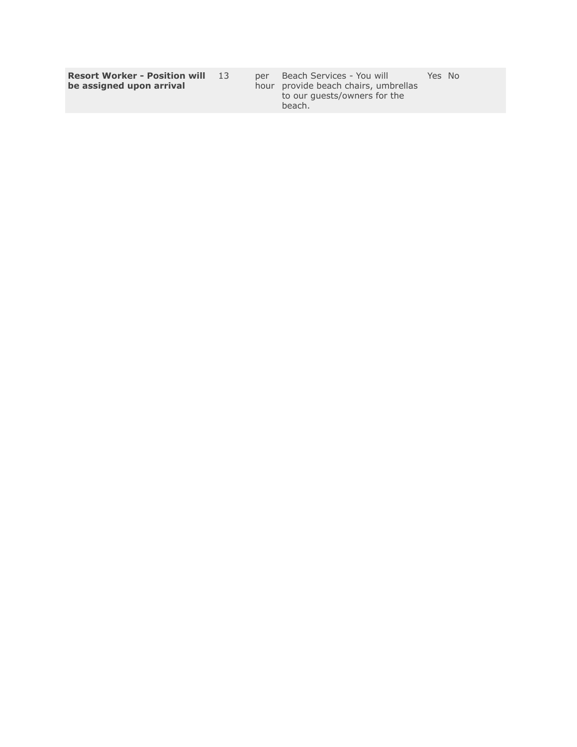| | | | | | |
|---|---|---|---|---|---|
| **Resort Worker - Position will be assigned upon arrival** | 13 | per hour | Beach Services - You will provide beach chairs, umbrellas to our guests/owners for the beach. | Yes | No |